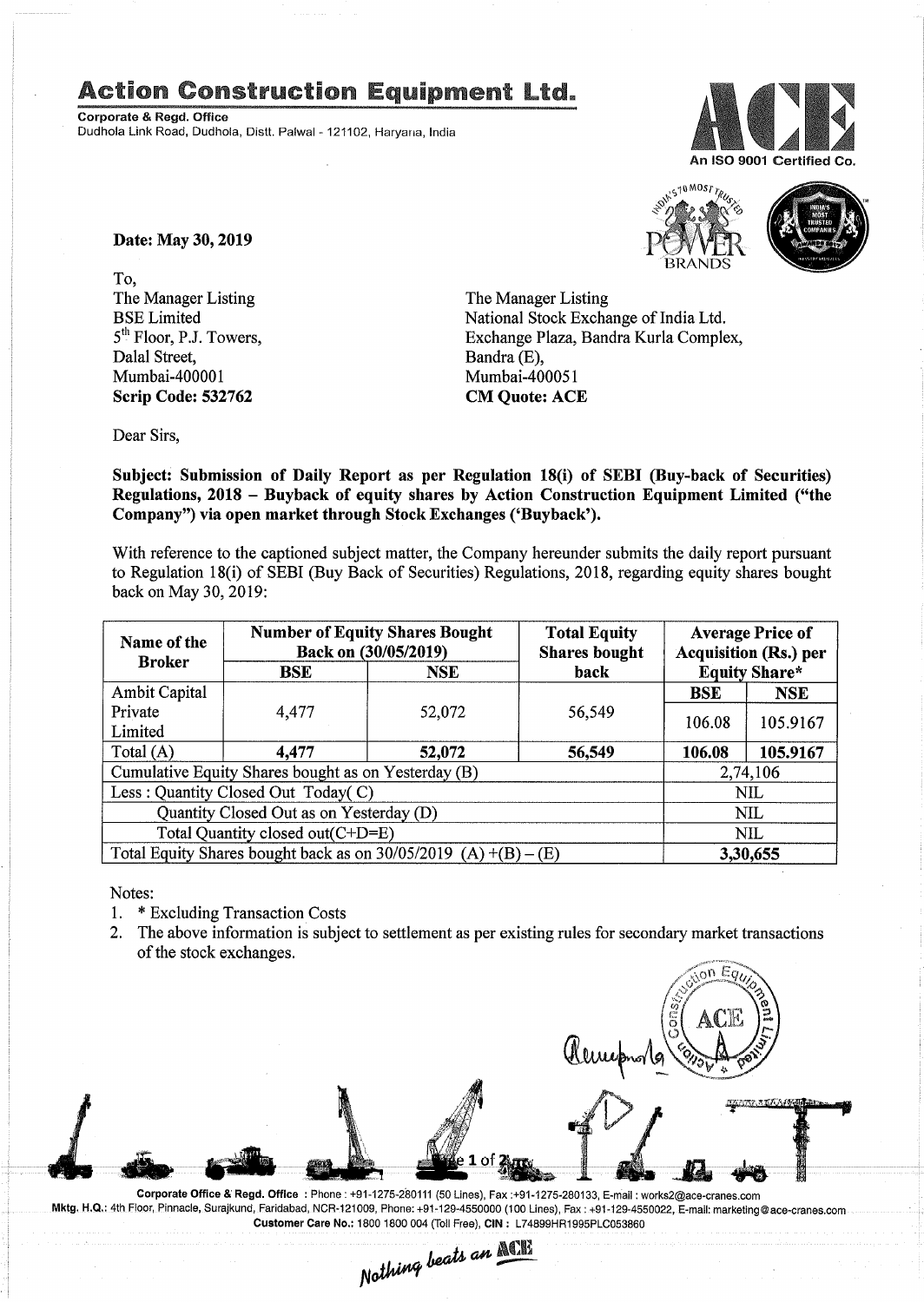# Action Construction Equipment Ltd.

**Corporate & Regd. Office**
Dudhola Link Road, Dudhola, Distt. Palwal - 121102, Haryana, India

An ISO 9001 Certified Co.

**Date: May 30, 2019**

To,

The Manager Listing
BSE Limited
5th Floor, P.J. Towers,
Dalal Street,
Mumbai-400001
**Scrip Code: 532762**

The Manager Listing
National Stock Exchange of India Ltd.
Exchange Plaza, Bandra Kurla Complex,
Bandra (E),
Mumbai-400051
**CM Quote: ACE**

Dear Sirs,

**Subject: Submission of Daily Report as per Regulation 18(i) of SEBI (Buy-back of Securities) Regulations, 2018 – Buyback of equity shares by Action Construction Equipment Limited ("the Company") via open market through Stock Exchanges ('Buyback').**

With reference to the captioned subject matter, the Company hereunder submits the daily report pursuant to Regulation 18(i) of SEBI (Buy Back of Securities) Regulations, 2018, regarding equity shares bought back on May 30, 2019:

| Name of the Broker | Number of Equity Shares Bought Back on (30/05/2019) | | Total Equity Shares bought back | Average Price of Acquisition (Rs.) per Equity Share* | |
|---|---|---|---|---|---|
| | BSE | NSE | | BSE | NSE |
| Ambit Capital Private Limited | 4,477 | 52,072 | 56,549 | 106.08 | 105.9167 |
| Total (A) | **4,477** | **52,072** | **56,549** | **106.08** | **105.9167** |
| Cumulative Equity Shares bought as on Yesterday (B) | | | | 2,74,106 | |
| Less : Quantity Closed Out Today( C) | | | | NIL | |
| Quantity Closed Out as on Yesterday (D) | | | | NIL | |
| Total Quantity closed out(C+D=E) | | | | NIL | |
| Total Equity Shares bought back as on 30/05/2019 (A) +(B) – (E) | | | | **3,30,655** | |

Notes:

1. * Excluding Transaction Costs
2. The above information is subject to settlement as per existing rules for secondary market transactions of the stock exchanges.

**Corporate Office & Regd. Office** : Phone : +91-1275-280111 (50 Lines), Fax :+91-1275-280133, E-mail : works2@ace-cranes.com
**Mktg. H.Q.**: 4th Floor, Pinnacle, Surajkund, Faridabad, NCR-121009, Phone: +91-129-4550000 (100 Lines), Fax : +91-129-4550022, E-mail: marketing@ace-cranes.com
**Customer Care No.**: 1800 1800 004 (Toll Free), **CIN** : L74899HR1995PLC053860

*Nothing beats an ACE*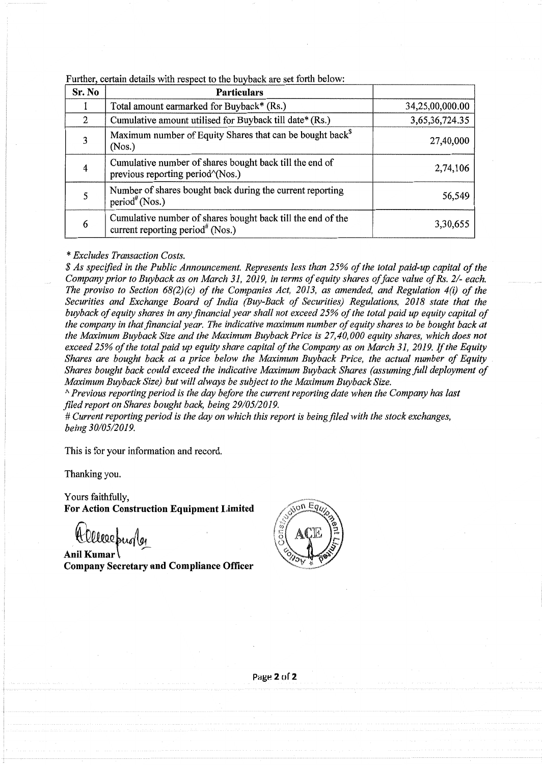Further, certain details with respect to the buyback are set forth below:

| Sr. No | Particulars | |
|---|---|---|
| 1 | Total amount earmarked for Buyback* (Rs.) | 34,25,00,000.00 |
| 2 | Cumulative amount utilised for Buyback till date* (Rs.) | 3,65,36,724.35 |
| 3 | Maximum number of Equity Shares that can be bought back$ (Nos.) | 27,40,000 |
| 4 | Cumulative number of shares bought back till the end of previous reporting period^(Nos.) | 2,74,106 |
| 5 | Number of shares bought back during the current reporting period# (Nos.) | 56,549 |
| 6 | Cumulative number of shares bought back till the end of the current reporting period# (Nos.) | 3,30,655 |

*\* Excludes Transaction Costs.*

*$ As specified in the Public Announcement. Represents less than 25% of the total paid-up capital of the Company prior to Buyback as on March 31, 2019, in terms of equity shares of face value of Rs. 2/- each. The proviso to Section 68(2)(c) of the Companies Act, 2013, as amended, and Regulation 4(i) of the Securities and Exchange Board of India (Buy-Back of Securities) Regulations, 2018 state that the buyback of equity shares in any financial year shall not exceed 25% of the total paid up equity capital of the company in that financial year. The indicative maximum number of equity shares to be bought back at the Maximum Buyback Size and the Maximum Buyback Price is 27,40,000 equity shares, which does not exceed 25% of the total paid up equity share capital of the Company as on March 31, 2019. If the Equity Shares are bought back at a price below the Maximum Buyback Price, the actual number of Equity Shares bought back could exceed the indicative Maximum Buyback Shares (assuming full deployment of Maximum Buyback Size) but will always be subject to the Maximum Buyback Size.*

*^ Previous reporting period is the day before the current reporting date when the Company has last filed report on Shares bought back, being 29/05/2019.*

*# Current reporting period is the day on which this report is being filed with the stock exchanges, being 30/05/2019.*

This is for your information and record.

Thanking you.

Yours faithfully,
**For Action Construction Equipment Limited**

**Anil Kumar**
**Company Secretary and Compliance Officer**